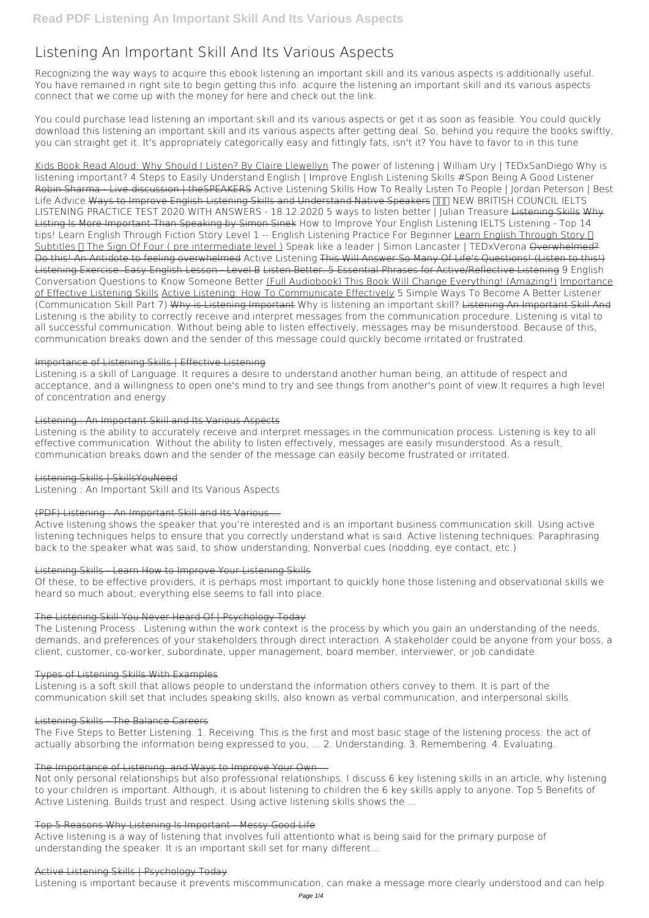# Listening An Important Skill And Its Various Aspects

Recognizing the way ways to acquire this ebook listening an important skill and its various aspects is additionally useful. You have remained in right site to begin getting this info. acquire the listening an important skill and its various aspects connect that we come up with the money for here and check out the link.

You could purchase lead listening an important skill and its various aspects or get it as soon as feasible. You could quickly download this listening an important skill and its various aspects after getting deal. So, behind you require the books swiftly, you can straight get it. It's appropriately categorically easy and fittingly fats, isn't it? You have to favor to in this tune

Kids Book Read Aloud: Why Should I Listen? By Claire Llewellyn The power of listening | William Ury | TEDxSanDiego Why is listening important? 4 Steps to Easily Understand English | Improve English Listening Skills #Spon Being A Good Listener Robin Sharma - Live discussion | theSPEAKERS Active Listening Skills How To Really Listen To People | Jordan Peterson | Best Life Advice Ways to Improve English Listening Skills and Understand Native Speakers NEW BRITISH COUNCIL IELTS LISTENING PRACTICE TEST 2020 WITH ANSWERS - 18.12.2020 5 ways to listen better | Julian Treasure Listening Skills Why Listing Is More Important Than Speaking by Simon Sinek How to Improve Your English Listening IELTS Listening - Top 14 tips! Learn English Through Fiction Story Level 1 -- English Listening Practice For Beginner Learn English Through Story Subtitles The Sign Of Four ( pre intermediate level ) Speak like a leader | Simon Lancaster | TEDxVerona Overwhelmed? Do this! An Antidote to feeling overwhelmed Active Listening This Will Answer So Many Of Life's Questions! (Listen to this!) Listening Exercise: Easy English Lesson - Level B Listen Better: 5 Essential Phrases for Active/Reflective Listening 9 English Conversation Questions to Know Someone Better (Full Audiobook) This Book Will Change Everything! (Amazing!) Importance of Effective Listening Skills Active Listening: How To Communicate Effectively 5 Simple Ways To Become A Better Listener (Communication Skill Part 7) Why is Listening Important Why is listening an important skill? Listening An Important Skill And Listening is the ability to correctly receive and interpret messages from the communication procedure. Listening is vital to all successful communication. Without being able to listen effectively, messages may be misunderstood. Because of this, communication breaks down and the sender of this message could quickly become irritated or frustrated.

## Importance of Listening Skills | Effective Listening

Listening is a skill of Language. It requires a desire to understand another human being, an attitude of respect and acceptance, and a willingness to open one's mind to try and see things from another's point of view.It requires a high level of concentration and energy.

## Listening : An Important Skill and Its Various Aspects

Listening is the ability to accurately receive and interpret messages in the communication process. Listening is key to all effective communication. Without the ability to listen effectively, messages are easily misunderstood. As a result, communication breaks down and the sender of the message can easily become frustrated or irritated.

## Listening Skills | SkillsYouNeed

Listening : An Important Skill and Its Various Aspects

## (PDF) Listening : An Important Skill and Its Various ...

Active listening shows the speaker that you're interested and is an important business communication skill. Using active listening techniques helps to ensure that you correctly understand what is said. Active listening techniques: Paraphrasing back to the speaker what was said, to show understanding; Nonverbal cues (nodding, eye contact, etc.)

## Listening Skills - Learn How to Improve Your Listening Skills

Of these, to be effective providers, it is perhaps most important to quickly hone those listening and observational skills we heard so much about; everything else seems to fall into place.

## The Listening Skill You Never Heard Of | Psychology Today

The Listening Process . Listening within the work context is the process by which you gain an understanding of the needs, demands, and preferences of your stakeholders through direct interaction. A stakeholder could be anyone from your boss, a client, customer, co-worker, subordinate, upper management, board member, interviewer, or job candidate.

## Types of Listening Skills With Examples

Listening is a soft skill that allows people to understand the information others convey to them. It is part of the communication skill set that includes speaking skills, also known as verbal communication, and interpersonal skills.

## Listening Skills - The Balance Careers

The Five Steps to Better Listening. 1. Receiving. This is the first and most basic stage of the listening process: the act of actually absorbing the information being expressed to you, ... 2. Understanding. 3. Remembering. 4. Evaluating.

## The Importance of Listening, and Ways to Improve Your Own ...

Not only personal relationships but also professional relationships. I discuss 6 key listening skills in an article, why listening to your children is important. Although, it is about listening to children the 6 key skills apply to anyone. Top 5 Benefits of Active Listening. Builds trust and respect. Using active listening skills shows the ...

## Top 5 Reasons Why Listening Is Important - Messy Good Life

Active listening is a way of listening that involves full attentionto what is being said for the primary purpose of understanding the speaker. It is an important skill set for many different...

## Active Listening Skills | Psychology Today

Listening is important because it prevents miscommunication, can make a message more clearly understood and can help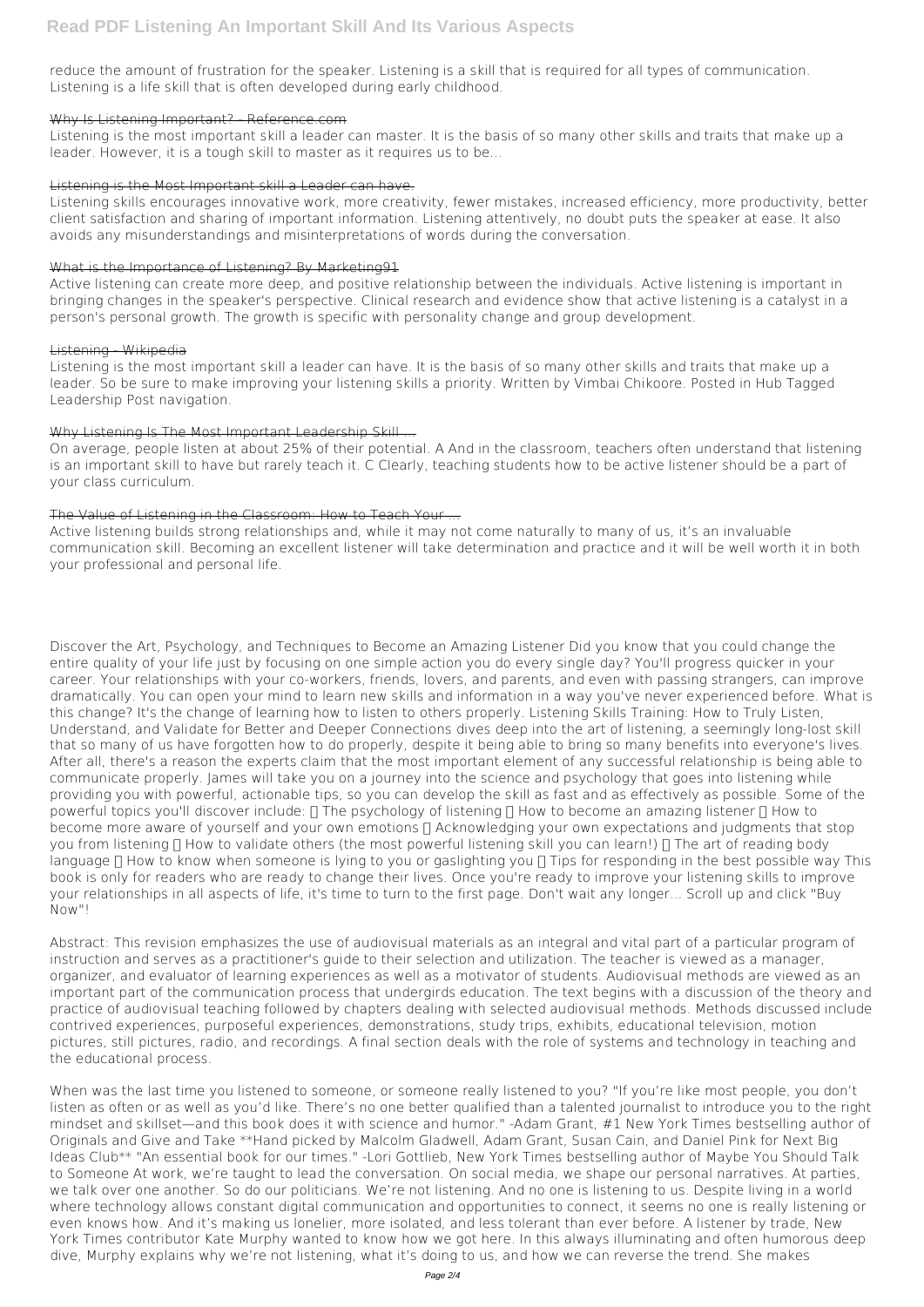reduce the amount of frustration for the speaker. Listening is a skill that is required for all types of communication. Listening is a life skill that is often developed during early childhood.

### Why Is Listening Important? - Reference.com

Listening is the most important skill a leader can master. It is the basis of so many other skills and traits that make up a leader. However, it is a tough skill to master as it requires us to be...

### Listening is the Most Important skill a Leader can have.

Listening skills encourages innovative work, more creativity, fewer mistakes, increased efficiency, more productivity, better client satisfaction and sharing of important information. Listening attentively, no doubt puts the speaker at ease. It also avoids any misunderstandings and misinterpretations of words during the conversation.

### What is the Importance of Listening? By Marketing91

Active listening can create more deep, and positive relationship between the individuals. Active listening is important in bringing changes in the speaker's perspective. Clinical research and evidence show that active listening is a catalyst in a person's personal growth. The growth is specific with personality change and group development.

### Listening - Wikipedia

Listening is the most important skill a leader can have. It is the basis of so many other skills and traits that make up a leader. So be sure to make improving your listening skills a priority. Written by Vimbai Chikoore. Posted in Hub Tagged Leadership Post navigation.

### Why Listening Is The Most Important Leadership Skill ...

On average, people listen at about 25% of their potential. A And in the classroom, teachers often understand that listening is an important skill to have but rarely teach it. C Clearly, teaching students how to be active listener should be a part of your class curriculum.

### The Value of Listening in the Classroom: How to Teach Your ...

Active listening builds strong relationships and, while it may not come naturally to many of us, it's an invaluable communication skill. Becoming an excellent listener will take determination and practice and it will be well worth it in both your professional and personal life.

Discover the Art, Psychology, and Techniques to Become an Amazing Listener Did you know that you could change the entire quality of your life just by focusing on one simple action you do every single day? You'll progress quicker in your career. Your relationships with your co-workers, friends, lovers, and parents, and even with passing strangers, can improve dramatically. You can open your mind to learn new skills and information in a way you've never experienced before. What is this change? It's the change of learning how to listen to others properly. Listening Skills Training: How to Truly Listen, Understand, and Validate for Better and Deeper Connections dives deep into the art of listening, a seemingly long-lost skill that so many of us have forgotten how to do properly, despite it being able to bring so many benefits into everyone's lives. After all, there's a reason the experts claim that the most important element of any successful relationship is being able to communicate properly. James will take you on a journey into the science and psychology that goes into listening while providing you with powerful, actionable tips, so you can develop the skill as fast and as effectively as possible. Some of the powerful topics you'll discover include:  The psychology of listening  How to become an amazing listener  How to become more aware of yourself and your own emotions  Acknowledging your own expectations and judgments that stop you from listening  How to validate others (the most powerful listening skill you can learn!)  The art of reading body language  How to know when someone is lying to you or gaslighting you  Tips for responding in the best possible way This book is only for readers who are ready to change their lives. Once you're ready to improve your listening skills to improve your relationships in all aspects of life, it's time to turn to the first page. Don't wait any longer... Scroll up and click "Buy Now"!

Abstract: This revision emphasizes the use of audiovisual materials as an integral and vital part of a particular program of instruction and serves as a practitioner's guide to their selection and utilization. The teacher is viewed as a manager, organizer, and evaluator of learning experiences as well as a motivator of students. Audiovisual methods are viewed as an important part of the communication process that undergirds education. The text begins with a discussion of the theory and practice of audiovisual teaching followed by chapters dealing with selected audiovisual methods. Methods discussed include contrived experiences, purposeful experiences, demonstrations, study trips, exhibits, educational television, motion pictures, still pictures, radio, and recordings. A final section deals with the role of systems and technology in teaching and the educational process.

When was the last time you listened to someone, or someone really listened to you? "If you're like most people, you don't listen as often or as well as you'd like. There's no one better qualified than a talented journalist to introduce you to the right mindset and skillset—and this book does it with science and humor." -Adam Grant, #1 New York Times bestselling author of Originals and Give and Take **Hand picked by Malcolm Gladwell, Adam Grant, Susan Cain, and Daniel Pink for Next Big Ideas Club** "An essential book for our times." -Lori Gottlieb, New York Times bestselling author of Maybe You Should Talk to Someone At work, we're taught to lead the conversation. On social media, we shape our personal narratives. At parties, we talk over one another. So do our politicians. We're not listening. And no one is listening to us. Despite living in a world where technology allows constant digital communication and opportunities to connect, it seems no one is really listening or even knows how. And it's making us lonelier, more isolated, and less tolerant than ever before. A listener by trade, New York Times contributor Kate Murphy wanted to know how we got here. In this always illuminating and often humorous deep dive, Murphy explains why we're not listening, what it's doing to us, and how we can reverse the trend. She makes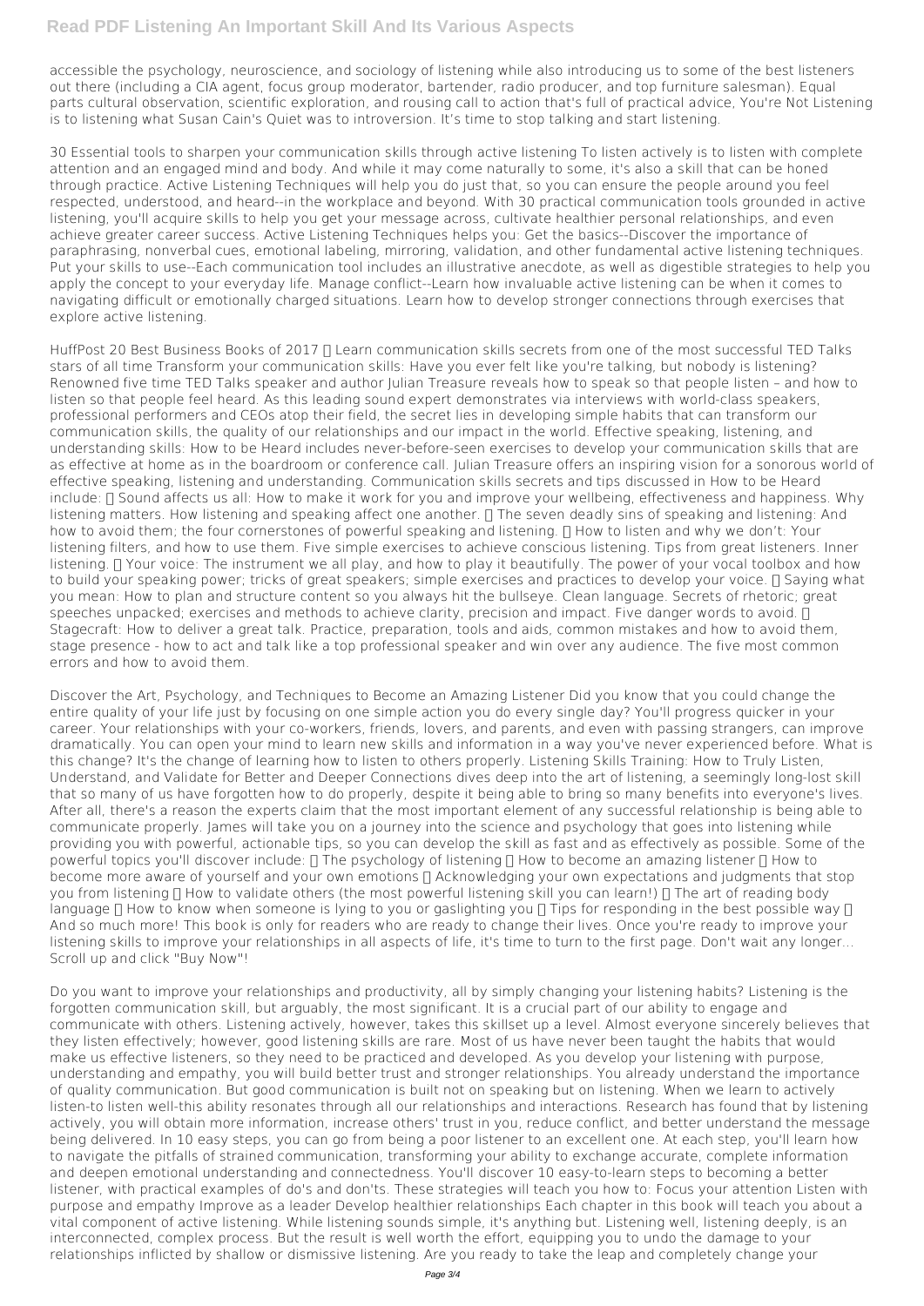accessible the psychology, neuroscience, and sociology of listening while also introducing us to some of the best listeners out there (including a CIA agent, focus group moderator, bartender, radio producer, and top furniture salesman). Equal parts cultural observation, scientific exploration, and rousing call to action that's full of practical advice, You're Not Listening is to listening what Susan Cain's Quiet was to introversion. It's time to stop talking and start listening.

30 Essential tools to sharpen your communication skills through active listening To listen actively is to listen with complete attention and an engaged mind and body. And while it may come naturally to some, it's also a skill that can be honed through practice. Active Listening Techniques will help you do just that, so you can ensure the people around you feel respected, understood, and heard--in the workplace and beyond. With 30 practical communication tools grounded in active listening, you'll acquire skills to help you get your message across, cultivate healthier personal relationships, and even achieve greater career success. Active Listening Techniques helps you: Get the basics--Discover the importance of paraphrasing, nonverbal cues, emotional labeling, mirroring, validation, and other fundamental active listening techniques. Put your skills to use--Each communication tool includes an illustrative anecdote, as well as digestible strategies to help you apply the concept to your everyday life. Manage conflict--Learn how invaluable active listening can be when it comes to navigating difficult or emotionally charged situations. Learn how to develop stronger connections through exercises that explore active listening.

HuffPost 20 Best Business Books of 2017 • Learn communication skills secrets from one of the most successful TED Talks stars of all time Transform your communication skills: Have you ever felt like you're talking, but nobody is listening? Renowned five time TED Talks speaker and author Julian Treasure reveals how to speak so that people listen – and how to listen so that people feel heard. As this leading sound expert demonstrates via interviews with world-class speakers, professional performers and CEOs atop their field, the secret lies in developing simple habits that can transform our communication skills, the quality of our relationships and our impact in the world. Effective speaking, listening, and understanding skills: How to be Heard includes never-before-seen exercises to develop your communication skills that are as effective at home as in the boardroom or conference call. Julian Treasure offers an inspiring vision for a sonorous world of effective speaking, listening and understanding. Communication skills secrets and tips discussed in How to be Heard include: • Sound affects us all: How to make it work for you and improve your wellbeing, effectiveness and happiness. Why listening matters. How listening and speaking affect one another. • The seven deadly sins of speaking and listening: And how to avoid them; the four cornerstones of powerful speaking and listening. • How to listen and why we don't: Your listening filters, and how to use them. Five simple exercises to achieve conscious listening. Tips from great listeners. Inner listening. • Your voice: The instrument we all play, and how to play it beautifully. The power of your vocal toolbox and how to build your speaking power; tricks of great speakers; simple exercises and practices to develop your voice. • Saying what you mean: How to plan and structure content so you always hit the bullseye. Clean language. Secrets of rhetoric; great speeches unpacked; exercises and methods to achieve clarity, precision and impact. Five danger words to avoid. • Stagecraft: How to deliver a great talk. Practice, preparation, tools and aids, common mistakes and how to avoid them, stage presence - how to act and talk like a top professional speaker and win over any audience. The five most common errors and how to avoid them.

Discover the Art, Psychology, and Techniques to Become an Amazing Listener Did you know that you could change the entire quality of your life just by focusing on one simple action you do every single day? You'll progress quicker in your career. Your relationships with your co-workers, friends, lovers, and parents, and even with passing strangers, can improve dramatically. You can open your mind to learn new skills and information in a way you've never experienced before. What is this change? It's the change of learning how to listen to others properly. Listening Skills Training: How to Truly Listen, Understand, and Validate for Better and Deeper Connections dives deep into the art of listening, a seemingly long-lost skill that so many of us have forgotten how to do properly, despite it being able to bring so many benefits into everyone's lives. After all, there's a reason the experts claim that the most important element of any successful relationship is being able to communicate properly. James will take you on a journey into the science and psychology that goes into listening while providing you with powerful, actionable tips, so you can develop the skill as fast and as effectively as possible. Some of the powerful topics you'll discover include: • The psychology of listening • How to become an amazing listener • How to become more aware of yourself and your own emotions • Acknowledging your own expectations and judgments that stop you from listening • How to validate others (the most powerful listening skill you can learn!) • The art of reading body language • How to know when someone is lying to you or gaslighting you • Tips for responding in the best possible way • And so much more! This book is only for readers who are ready to change their lives. Once you're ready to improve your listening skills to improve your relationships in all aspects of life, it's time to turn to the first page. Don't wait any longer... Scroll up and click "Buy Now"!

Do you want to improve your relationships and productivity, all by simply changing your listening habits? Listening is the forgotten communication skill, but arguably, the most significant. It is a crucial part of our ability to engage and communicate with others. Listening actively, however, takes this skillset up a level. Almost everyone sincerely believes that they listen effectively; however, good listening skills are rare. Most of us have never been taught the habits that would make us effective listeners, so they need to be practiced and developed. As you develop your listening with purpose, understanding and empathy, you will build better trust and stronger relationships. You already understand the importance of quality communication. But good communication is built not on speaking but on listening. When we learn to actively listen-to listen well-this ability resonates through all our relationships and interactions. Research has found that by listening actively, you will obtain more information, increase others' trust in you, reduce conflict, and better understand the message being delivered. In 10 easy steps, you can go from being a poor listener to an excellent one. At each step, you'll learn how to navigate the pitfalls of strained communication, transforming your ability to exchange accurate, complete information and deepen emotional understanding and connectedness. You'll discover 10 easy-to-learn steps to becoming a better listener, with practical examples of do's and don'ts. These strategies will teach you how to: Focus your attention Listen with purpose and empathy Improve as a leader Develop healthier relationships Each chapter in this book will teach you about a vital component of active listening. While listening sounds simple, it's anything but. Listening well, listening deeply, is an interconnected, complex process. But the result is well worth the effort, equipping you to undo the damage to your relationships inflicted by shallow or dismissive listening. Are you ready to take the leap and completely change your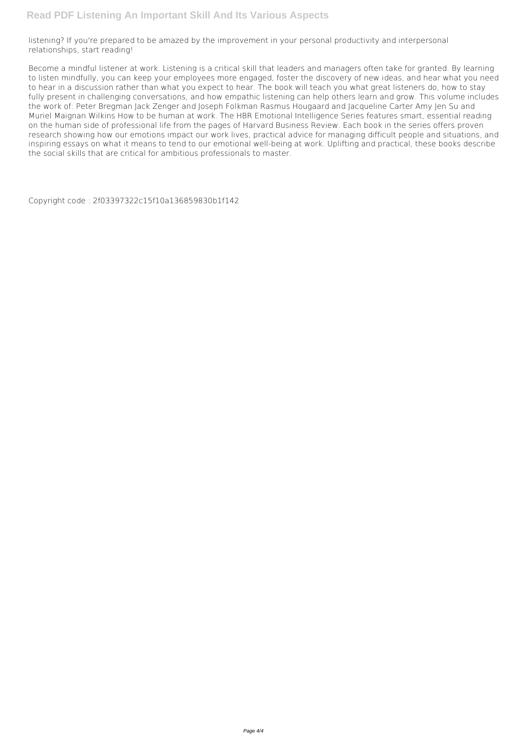listening? If you're prepared to be amazed by the improvement in your personal productivity and interpersonal relationships, start reading!

Become a mindful listener at work. Listening is a critical skill that leaders and managers often take for granted. By learning to listen mindfully, you can keep your employees more engaged, foster the discovery of new ideas, and hear what you need to hear in a discussion rather than what you expect to hear. The book will teach you what great listeners do, how to stay fully present in challenging conversations, and how empathic listening can help others learn and grow. This volume includes the work of: Peter Bregman Jack Zenger and Joseph Folkman Rasmus Hougaard and Jacqueline Carter Amy Jen Su and Muriel Maignan Wilkins How to be human at work. The HBR Emotional Intelligence Series features smart, essential reading on the human side of professional life from the pages of Harvard Business Review. Each book in the series offers proven research showing how our emotions impact our work lives, practical advice for managing difficult people and situations, and inspiring essays on what it means to tend to our emotional well-being at work. Uplifting and practical, these books describe the social skills that are critical for ambitious professionals to master.

Copyright code : 2f03397322c15f10a136859830b1f142